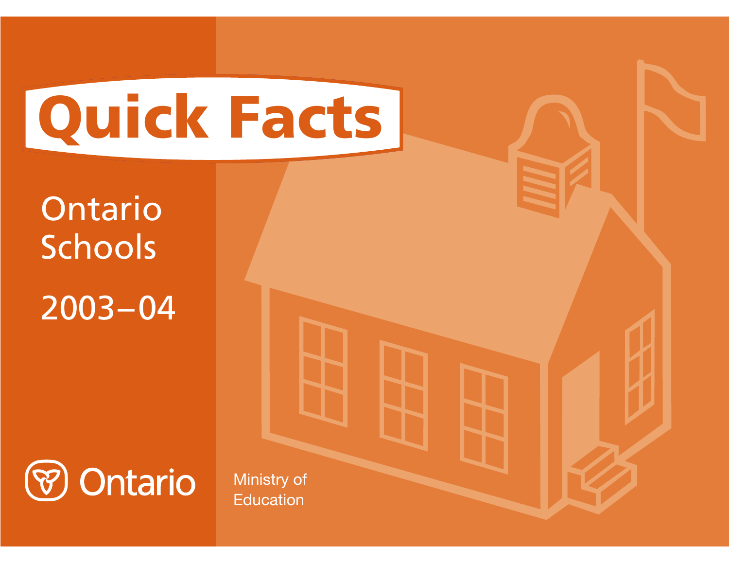# Quick Facts

## Ontario Schools

## 2003–04

Ontario

Ministry of Education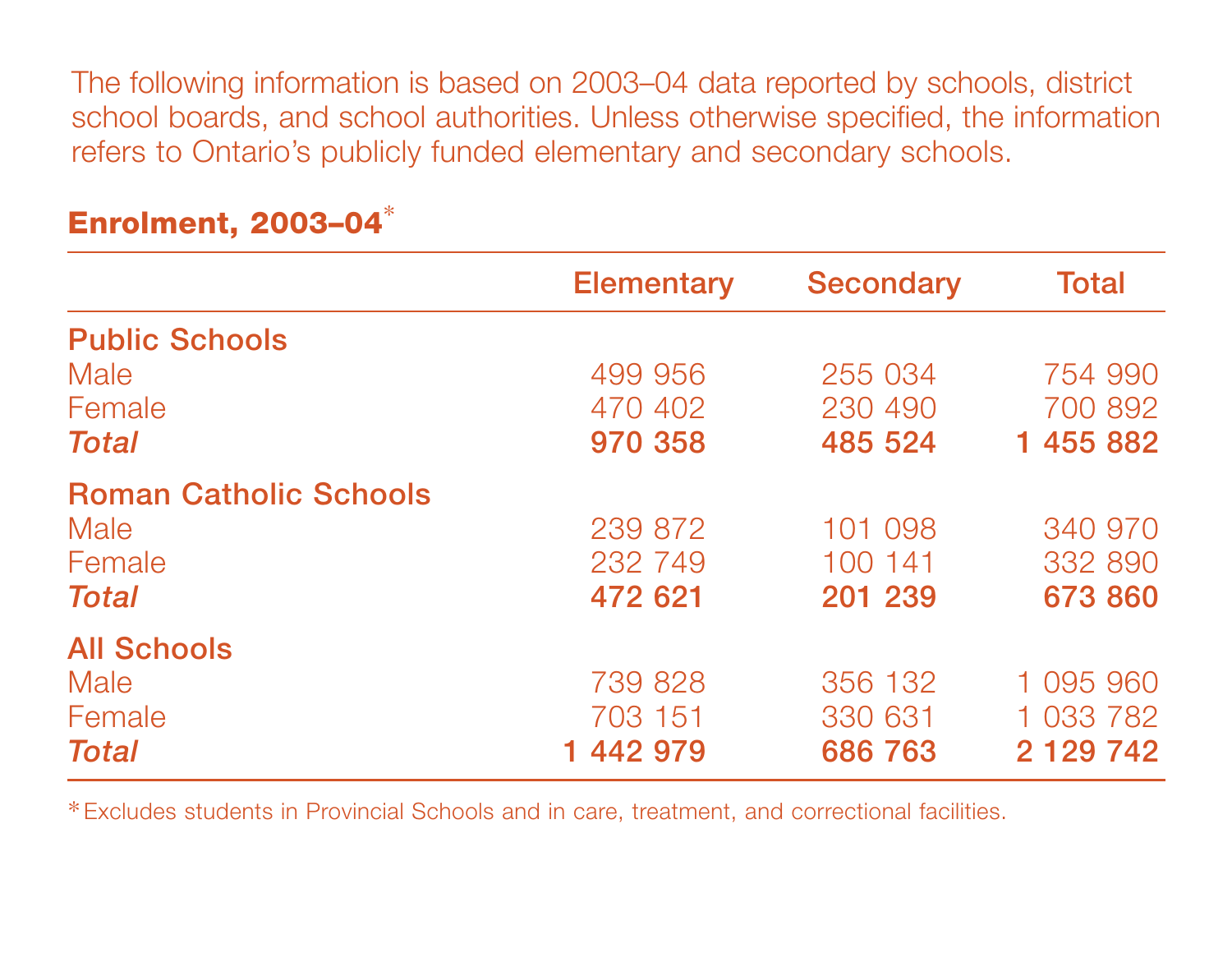The following information is based on 2003–04 data reported by schools, district school boards, and school authorities. Unless otherwise specified, the information refers to Ontario's publicly funded elementary and secondary schools.

## Enrolment, 2003–04*

| | Elementary | Secondary | Total |
|---|---|---|---|
| **Public Schools** | | | |
| Male | 499 956 | 255 034 | 754 990 |
| Female | 470 402 | 230 490 | 700 892 |
| ***Total*** | **970 358** | **485 524** | **1 455 882** |
| **Roman Catholic Schools** | | | |
| Male | 239 872 | 101 098 | 340 970 |
| Female | 232 749 | 100 141 | 332 890 |
| ***Total*** | **472 621** | **201 239** | **673 860** |
| **All Schools** | | | |
| Male | 739 828 | 356 132 | 1 095 960 |
| Female | 703 151 | 330 631 | 1 033 782 |
| ***Total*** | **1 442 979** | **686 763** | **2 129 742** |

*Excludes students in Provincial Schools and in care, treatment, and correctional facilities.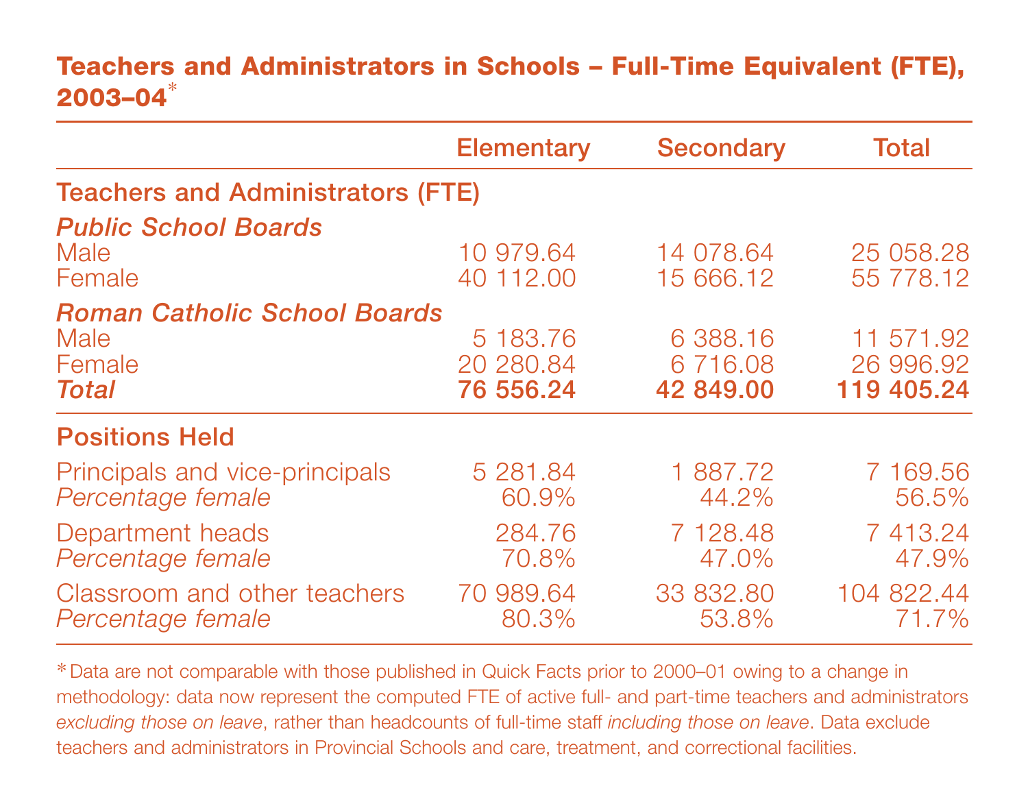## Teachers and Administrators in Schools – Full-Time Equivalent (FTE), 2003–04*

| | Elementary | Secondary | Total |
|---|---|---|---|
| **Teachers and Administrators (FTE)** | | | |
| ***Public School Boards*** | | | |
| Male | 10 979.64 | 14 078.64 | 25 058.28 |
| Female | 40 112.00 | 15 666.12 | 55 778.12 |
| ***Roman Catholic School Boards*** | | | |
| Male | 5 183.76 | 6 388.16 | 11 571.92 |
| Female | 20 280.84 | 6 716.08 | 26 996.92 |
| ***Total*** | **76 556.24** | **42 849.00** | **119 405.24** |
| **Positions Held** | | | |
| Principals and vice-principals | 5 281.84 | 1 887.72 | 7 169.56 |
| *Percentage female* | 60.9% | 44.2% | 56.5% |
| Department heads | 284.76 | 7 128.48 | 7 413.24 |
| *Percentage female* | 70.8% | 47.0% | 47.9% |
| Classroom and other teachers | 70 989.64 | 33 832.80 | 104 822.44 |
| *Percentage female* | 80.3% | 53.8% | 71.7% |

\* Data are not comparable with those published in Quick Facts prior to 2000–01 owing to a change in methodology: data now represent the computed FTE of active full- and part-time teachers and administrators *excluding those on leave*, rather than headcounts of full-time staff *including those on leave*. Data exclude teachers and administrators in Provincial Schools and care, treatment, and correctional facilities.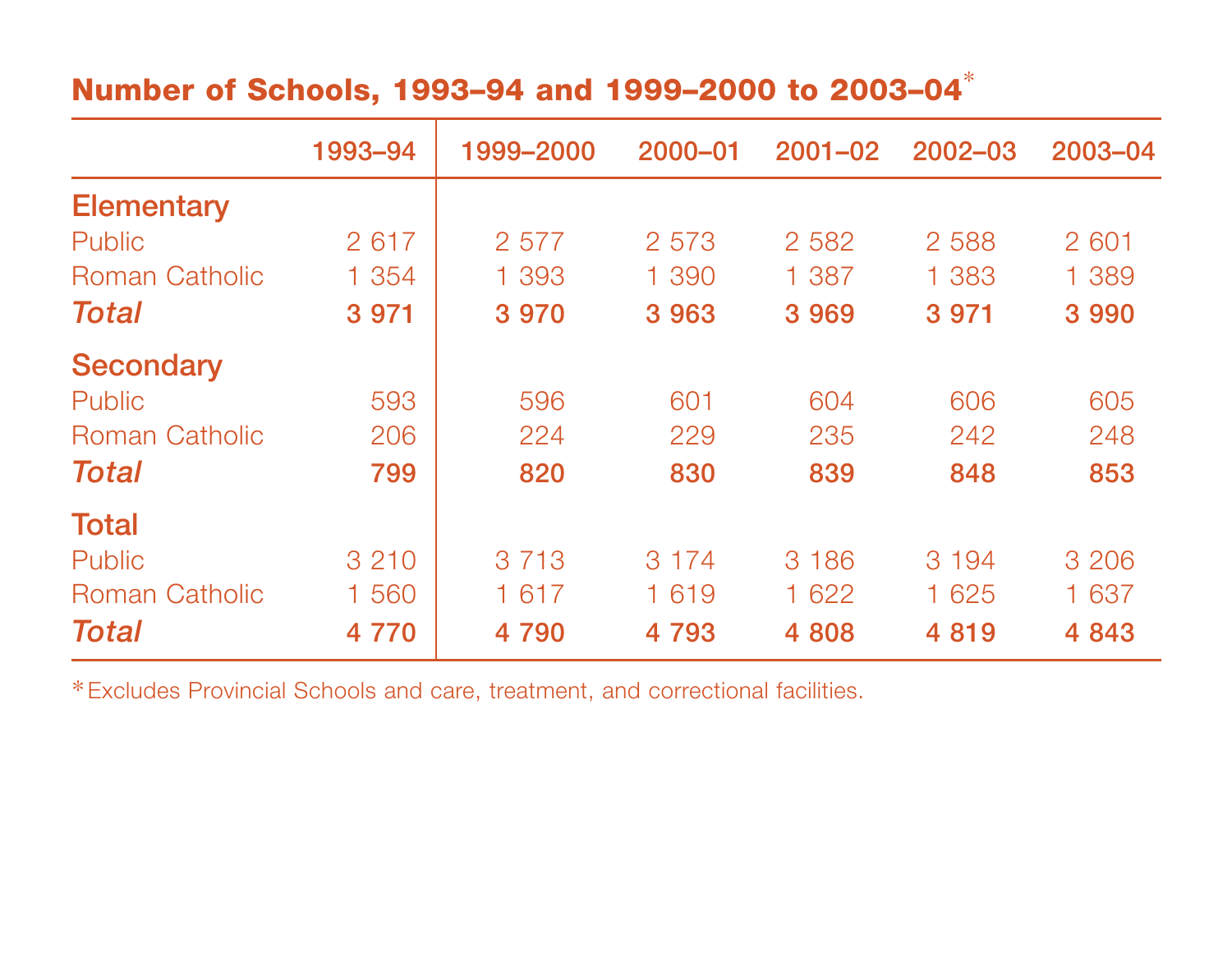## Number of Schools, 1993–94 and 1999–2000 to 2003–04*

| | 1993–94 | 1999–2000 | 2000–01 | 2001–02 | 2002–03 | 2003–04 |
|---|---|---|---|---|---|---|
| **Elementary** | | | | | | |
| Public | 2 617 | 2 577 | 2 573 | 2 582 | 2 588 | 2 601 |
| Roman Catholic | 1 354 | 1 393 | 1 390 | 1 387 | 1 383 | 1 389 |
| ***Total*** | **3 971** | **3 970** | **3 963** | **3 969** | **3 971** | **3 990** |
| **Secondary** | | | | | | |
| Public | 593 | 596 | 601 | 604 | 606 | 605 |
| Roman Catholic | 206 | 224 | 229 | 235 | 242 | 248 |
| ***Total*** | **799** | **820** | **830** | **839** | **848** | **853** |
| **Total** | | | | | | |
| Public | 3 210 | 3 713 | 3 174 | 3 186 | 3 194 | 3 206 |
| Roman Catholic | 1 560 | 1 617 | 1 619 | 1 622 | 1 625 | 1 637 |
| ***Total*** | **4 770** | **4 790** | **4 793** | **4 808** | **4 819** | **4 843** |

*Excludes Provincial Schools and care, treatment, and correctional facilities.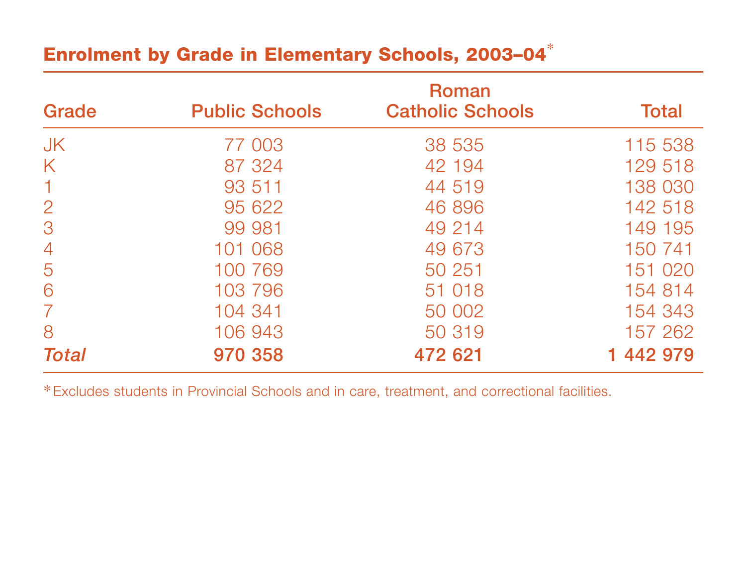## Enrolment by Grade in Elementary Schools, 2003–04*

| Grade | Public Schools | Roman Catholic Schools | Total |
|---|---|---|---|
| JK | 77 003 | 38 535 | 115 538 |
| K | 87 324 | 42 194 | 129 518 |
| 1 | 93 511 | 44 519 | 138 030 |
| 2 | 95 622 | 46 896 | 142 518 |
| 3 | 99 981 | 49 214 | 149 195 |
| 4 | 101 068 | 49 673 | 150 741 |
| 5 | 100 769 | 50 251 | 151 020 |
| 6 | 103 796 | 51 018 | 154 814 |
| 7 | 104 341 | 50 002 | 154 343 |
| 8 | 106 943 | 50 319 | 157 262 |
| ***Total*** | **970 358** | **472 621** | **1 442 979** |

*Excludes students in Provincial Schools and in care, treatment, and correctional facilities.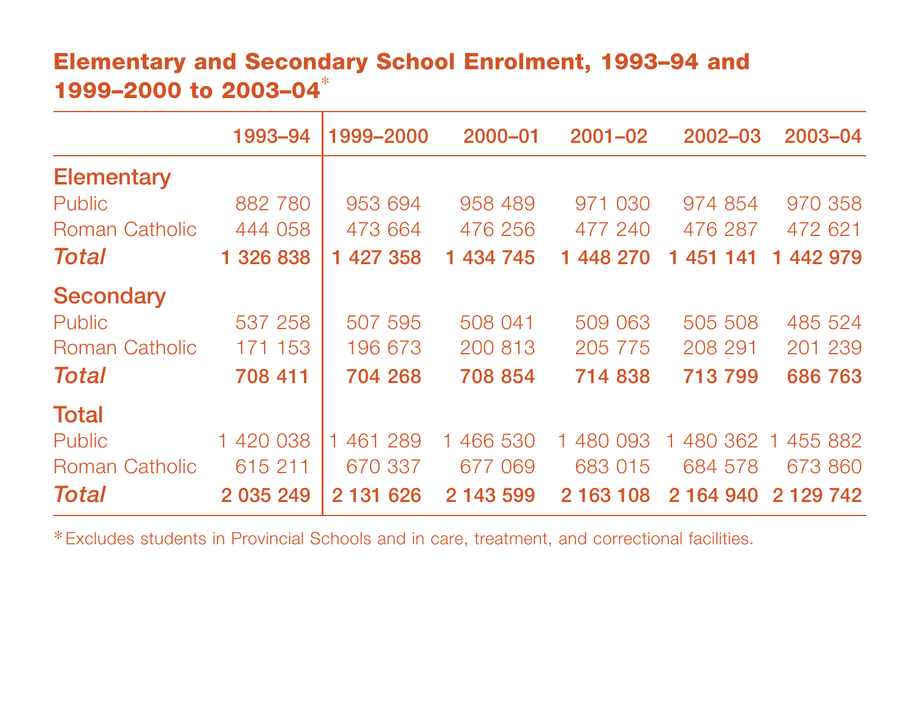## Elementary and Secondary School Enrolment, 1993–94 and 1999–2000 to 2003–04*

| | 1993–94 | 1999–2000 | 2000–01 | 2001–02 | 2002–03 | 2003–04 |
|---|---|---|---|---|---|---|
| **Elementary** | | | | | | |
| Public | 882 780 | 953 694 | 958 489 | 971 030 | 974 854 | 970 358 |
| Roman Catholic | 444 058 | 473 664 | 476 256 | 477 240 | 476 287 | 472 621 |
| ***Total*** | **1 326 838** | **1 427 358** | **1 434 745** | **1 448 270** | **1 451 141** | **1 442 979** |
| **Secondary** | | | | | | |
| Public | 537 258 | 507 595 | 508 041 | 509 063 | 505 508 | 485 524 |
| Roman Catholic | 171 153 | 196 673 | 200 813 | 205 775 | 208 291 | 201 239 |
| ***Total*** | **708 411** | **704 268** | **708 854** | **714 838** | **713 799** | **686 763** |
| **Total** | | | | | | |
| Public | 1 420 038 | 1 461 289 | 1 466 530 | 1 480 093 | 1 480 362 | 1 455 882 |
| Roman Catholic | 615 211 | 670 337 | 677 069 | 683 015 | 684 578 | 673 860 |
| ***Total*** | **2 035 249** | **2 131 626** | **2 143 599** | **2 163 108** | **2 164 940** | **2 129 742** |

*Excludes students in Provincial Schools and in care, treatment, and correctional facilities.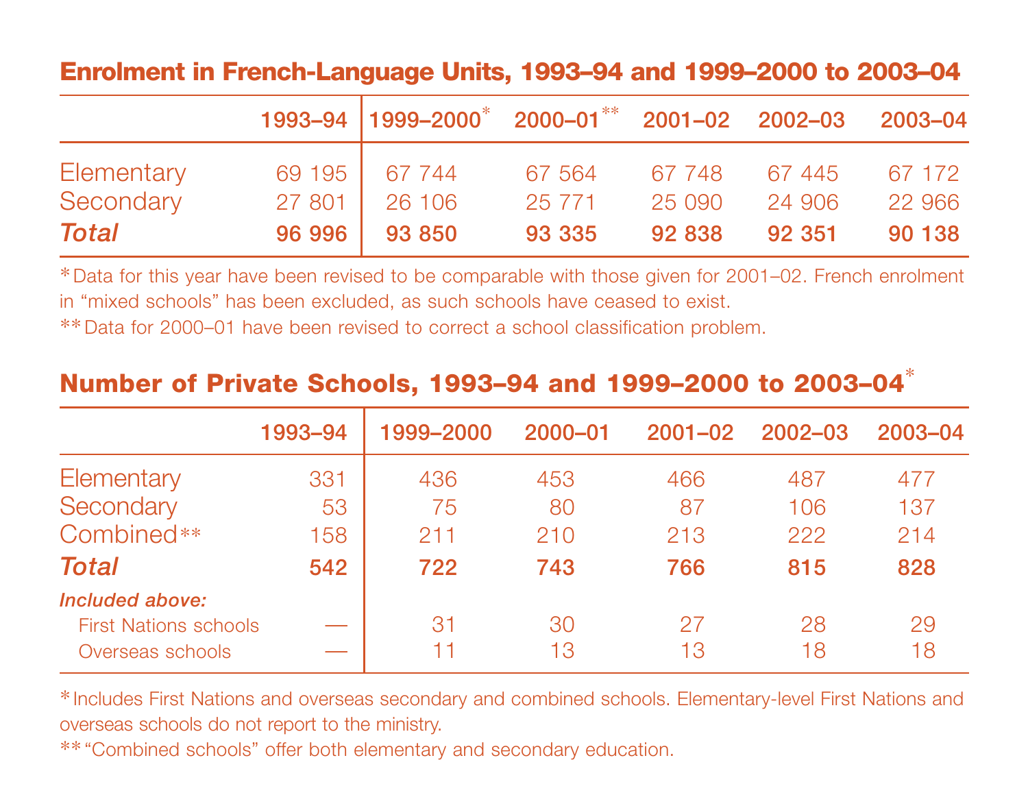## Enrolment in French-Language Units, 1993–94 and 1999–2000 to 2003–04

| | 1993–94 | 1999–2000* | 2000–01** | 2001–02 | 2002–03 | 2003–04 |
|---|---|---|---|---|---|---|
| Elementary | 69 195 | 67 744 | 67 564 | 67 748 | 67 445 | 67 172 |
| Secondary | 27 801 | 26 106 | 25 771 | 25 090 | 24 906 | 22 966 |
| ***Total*** | **96 996** | **93 850** | **93 335** | **92 838** | **92 351** | **90 138** |

*Data for this year have been revised to be comparable with those given for 2001–02. French enrolment in "mixed schools" has been excluded, as such schools have ceased to exist.

**Data for 2000–01 have been revised to correct a school classification problem.

## Number of Private Schools, 1993–94 and 1999–2000 to 2003–04*

| | 1993–94 | 1999–2000 | 2000–01 | 2001–02 | 2002–03 | 2003–04 |
|---|---|---|---|---|---|---|
| Elementary | 331 | 436 | 453 | 466 | 487 | 477 |
| Secondary | 53 | 75 | 80 | 87 | 106 | 137 |
| Combined** | 158 | 211 | 210 | 213 | 222 | 214 |
| ***Total*** | **542** | **722** | **743** | **766** | **815** | **828** |
| ***Included above:*** | | | | | | |
| First Nations schools | — | 31 | 30 | 27 | 28 | 29 |
| Overseas schools | — | 11 | 13 | 13 | 18 | 18 |

*Includes First Nations and overseas secondary and combined schools. Elementary-level First Nations and overseas schools do not report to the ministry.

**"Combined schools" offer both elementary and secondary education.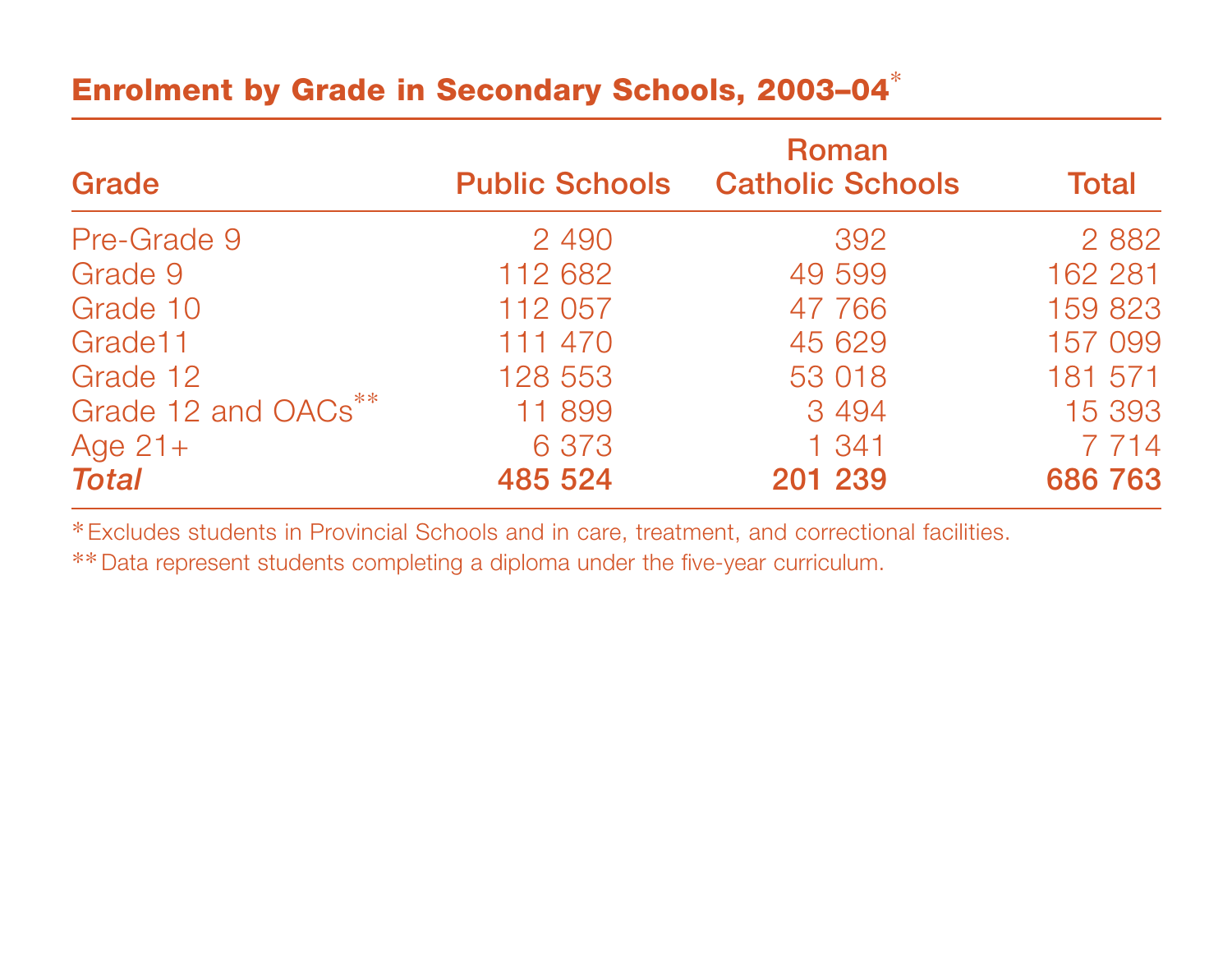## Enrolment by Grade in Secondary Schools, 2003–04*

| Grade | Public Schools | Roman Catholic Schools | Total |
|---|---|---|---|
| Pre-Grade 9 | 2 490 | 392 | 2 882 |
| Grade 9 | 112 682 | 49 599 | 162 281 |
| Grade 10 | 112 057 | 47 766 | 159 823 |
| Grade11 | 111 470 | 45 629 | 157 099 |
| Grade 12 | 128 553 | 53 018 | 181 571 |
| Grade 12 and OACs** | 11 899 | 3 494 | 15 393 |
| Age 21+ | 6 373 | 1 341 | 7 714 |
| ***Total*** | **485 524** | **201 239** | **686 763** |

*Excludes students in Provincial Schools and in care, treatment, and correctional facilities.

**Data represent students completing a diploma under the five-year curriculum.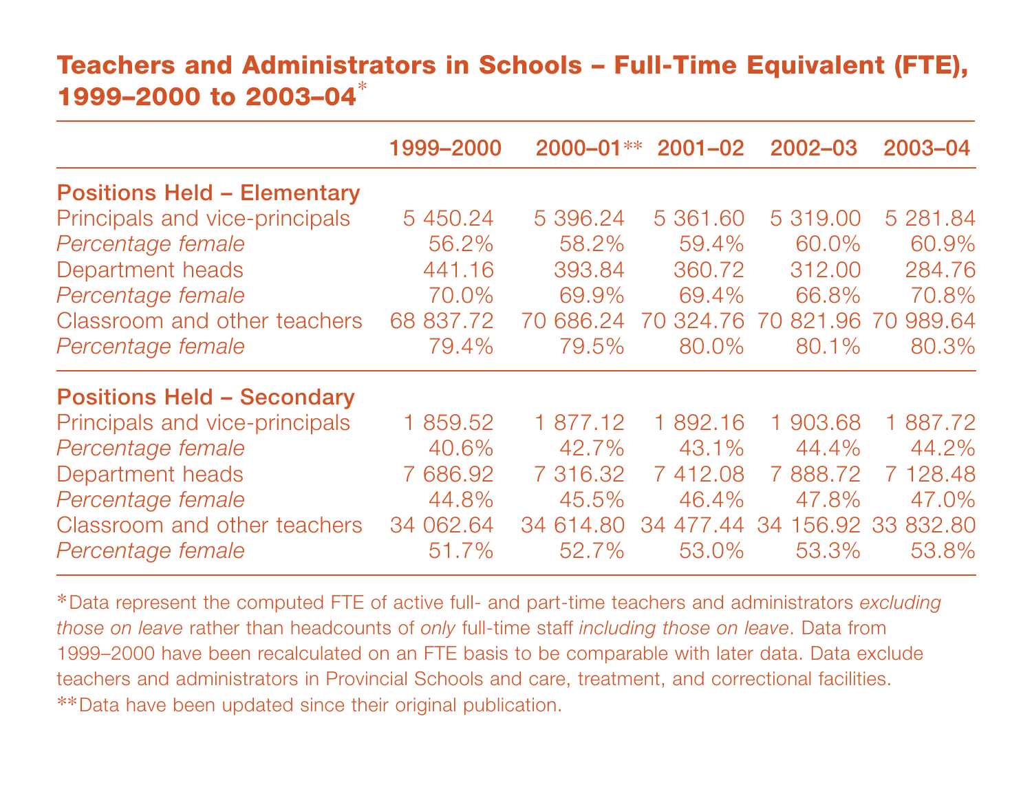## Teachers and Administrators in Schools – Full-Time Equivalent (FTE), 1999–2000 to 2003–04*

| | 1999–2000 | 2000–01** | 2001–02 | 2002–03 | 2003–04 |
|---|---|---|---|---|---|
| **Positions Held – Elementary** | | | | | |
| Principals and vice-principals | 5 450.24 | 5 396.24 | 5 361.60 | 5 319.00 | 5 281.84 |
| *Percentage female* | 56.2% | 58.2% | 59.4% | 60.0% | 60.9% |
| Department heads | 441.16 | 393.84 | 360.72 | 312.00 | 284.76 |
| *Percentage female* | 70.0% | 69.9% | 69.4% | 66.8% | 70.8% |
| Classroom and other teachers | 68 837.72 | 70 686.24 | 70 324.76 | 70 821.96 | 70 989.64 |
| *Percentage female* | 79.4% | 79.5% | 80.0% | 80.1% | 80.3% |
| **Positions Held – Secondary** | | | | | |
| Principals and vice-principals | 1 859.52 | 1 877.12 | 1 892.16 | 1 903.68 | 1 887.72 |
| *Percentage female* | 40.6% | 42.7% | 43.1% | 44.4% | 44.2% |
| Department heads | 7 686.92 | 7 316.32 | 7 412.08 | 7 888.72 | 7 128.48 |
| *Percentage female* | 44.8% | 45.5% | 46.4% | 47.8% | 47.0% |
| Classroom and other teachers | 34 062.64 | 34 614.80 | 34 477.44 | 34 156.92 | 33 832.80 |
| *Percentage female* | 51.7% | 52.7% | 53.0% | 53.3% | 53.8% |

*Data represent the computed FTE of active full- and part-time teachers and administrators *excluding those on leave* rather than headcounts of *only* full-time staff *including those on leave*. Data from 1999–2000 have been recalculated on an FTE basis to be comparable with later data. Data exclude teachers and administrators in Provincial Schools and care, treatment, and correctional facilities.

**Data have been updated since their original publication.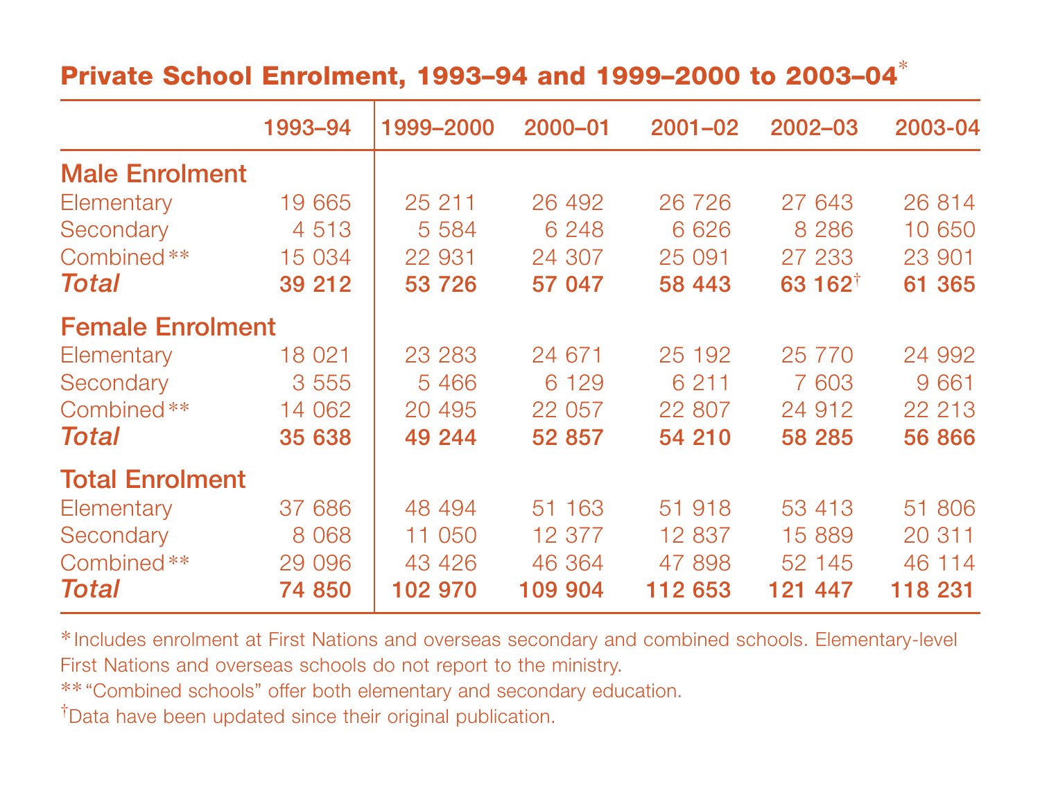## Private School Enrolment, 1993–94 and 1999–2000 to 2003–04*

| | 1993–94 | 1999–2000 | 2000–01 | 2001–02 | 2002–03 | 2003-04 |
|---|---|---|---|---|---|---|
| **Male Enrolment** | | | | | | |
| Elementary | 19 665 | 25 211 | 26 492 | 26 726 | 27 643 | 26 814 |
| Secondary | 4 513 | 5 584 | 6 248 | 6 626 | 8 286 | 10 650 |
| Combined** | 15 034 | 22 931 | 24 307 | 25 091 | 27 233 | 23 901 |
| ***Total*** | **39 212** | **53 726** | **57 047** | **58 443** | **63 162**† | **61 365** |
| **Female Enrolment** | | | | | | |
| Elementary | 18 021 | 23 283 | 24 671 | 25 192 | 25 770 | 24 992 |
| Secondary | 3 555 | 5 466 | 6 129 | 6 211 | 7 603 | 9 661 |
| Combined** | 14 062 | 20 495 | 22 057 | 22 807 | 24 912 | 22 213 |
| ***Total*** | **35 638** | **49 244** | **52 857** | **54 210** | **58 285** | **56 866** |
| **Total Enrolment** | | | | | | |
| Elementary | 37 686 | 48 494 | 51 163 | 51 918 | 53 413 | 51 806 |
| Secondary | 8 068 | 11 050 | 12 377 | 12 837 | 15 889 | 20 311 |
| Combined** | 29 096 | 43 426 | 46 364 | 47 898 | 52 145 | 46 114 |
| ***Total*** | **74 850** | **102 970** | **109 904** | **112 653** | **121 447** | **118 231** |

* Includes enrolment at First Nations and overseas secondary and combined schools. Elementary-level First Nations and overseas schools do not report to the ministry.

** "Combined schools" offer both elementary and secondary education.

† Data have been updated since their original publication.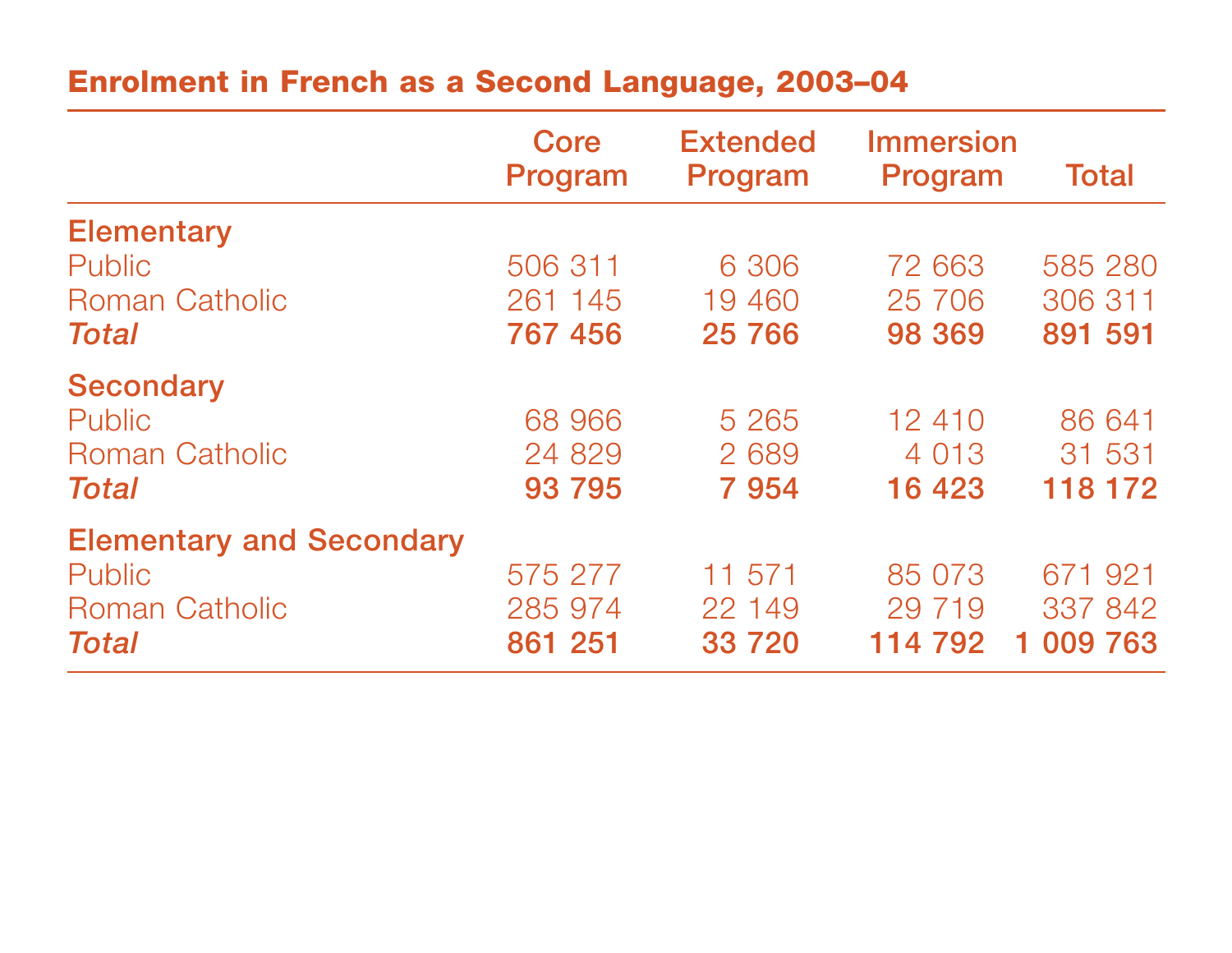## Enrolment in French as a Second Language, 2003–04

| | Core Program | Extended Program | Immersion Program | Total |
|---|---|---|---|---|
| **Elementary** | | | | |
| Public | 506 311 | 6 306 | 72 663 | 585 280 |
| Roman Catholic | 261 145 | 19 460 | 25 706 | 306 311 |
| ***Total*** | **767 456** | **25 766** | **98 369** | **891 591** |
| **Secondary** | | | | |
| Public | 68 966 | 5 265 | 12 410 | 86 641 |
| Roman Catholic | 24 829 | 2 689 | 4 013 | 31 531 |
| ***Total*** | **93 795** | **7 954** | **16 423** | **118 172** |
| **Elementary and Secondary** | | | | |
| Public | 575 277 | 11 571 | 85 073 | 671 921 |
| Roman Catholic | 285 974 | 22 149 | 29 719 | 337 842 |
| ***Total*** | **861 251** | **33 720** | **114 792** | **1 009 763** |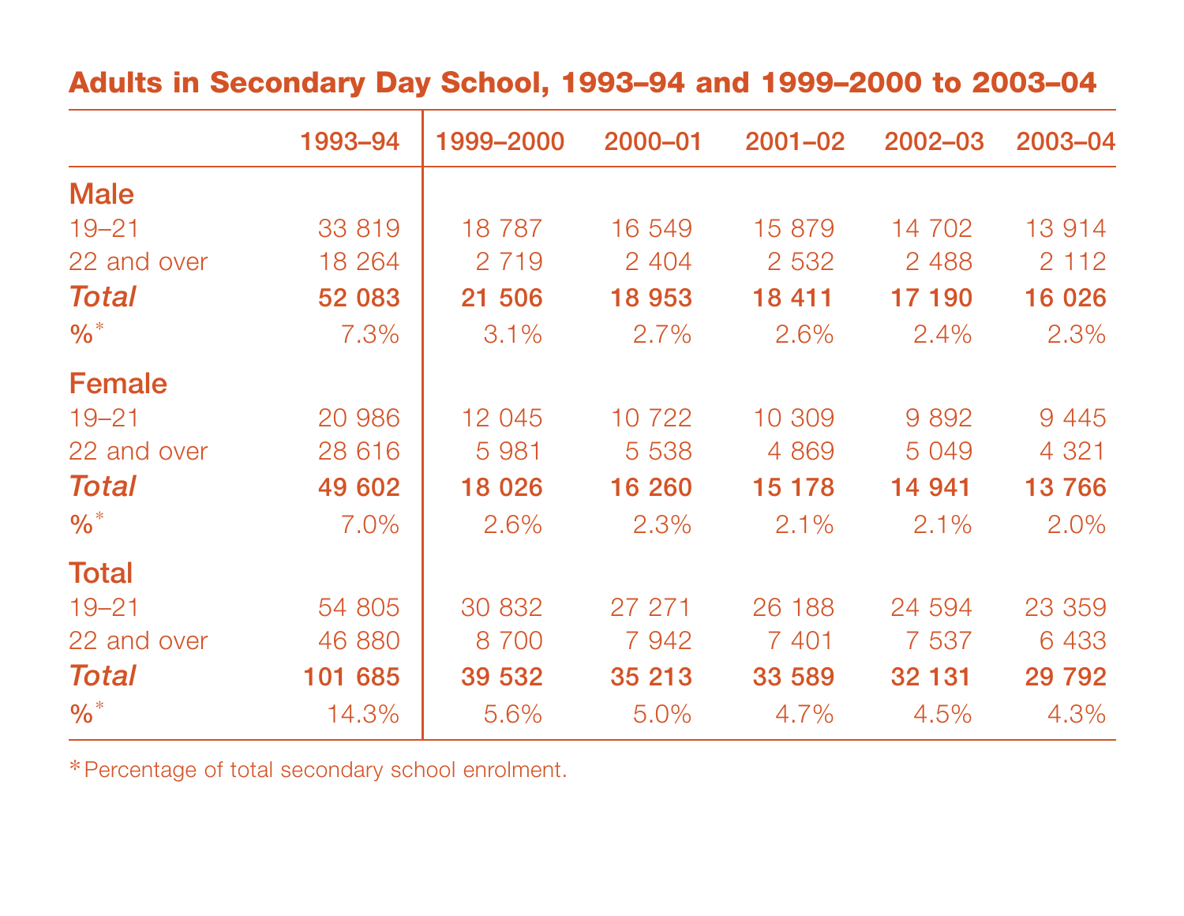## Adults in Secondary Day School, 1993–94 and 1999–2000 to 2003–04

| | 1993–94 | 1999–2000 | 2000–01 | 2001–02 | 2002–03 | 2003–04 |
|---|---|---|---|---|---|---|
| **Male** | | | | | | |
| 19–21 | 33 819 | 18 787 | 16 549 | 15 879 | 14 702 | 13 914 |
| 22 and over | 18 264 | 2 719 | 2 404 | 2 532 | 2 488 | 2 112 |
| ***Total*** | **52 083** | **21 506** | **18 953** | **18 411** | **17 190** | **16 026** |
| %* | 7.3% | 3.1% | 2.7% | 2.6% | 2.4% | 2.3% |
| **Female** | | | | | | |
| 19–21 | 20 986 | 12 045 | 10 722 | 10 309 | 9 892 | 9 445 |
| 22 and over | 28 616 | 5 981 | 5 538 | 4 869 | 5 049 | 4 321 |
| ***Total*** | **49 602** | **18 026** | **16 260** | **15 178** | **14 941** | **13 766** |
| %* | 7.0% | 2.6% | 2.3% | 2.1% | 2.1% | 2.0% |
| **Total** | | | | | | |
| 19–21 | 54 805 | 30 832 | 27 271 | 26 188 | 24 594 | 23 359 |
| 22 and over | 46 880 | 8 700 | 7 942 | 7 401 | 7 537 | 6 433 |
| ***Total*** | **101 685** | **39 532** | **35 213** | **33 589** | **32 131** | **29 792** |
| %* | 14.3% | 5.6% | 5.0% | 4.7% | 4.5% | 4.3% |

*Percentage of total secondary school enrolment.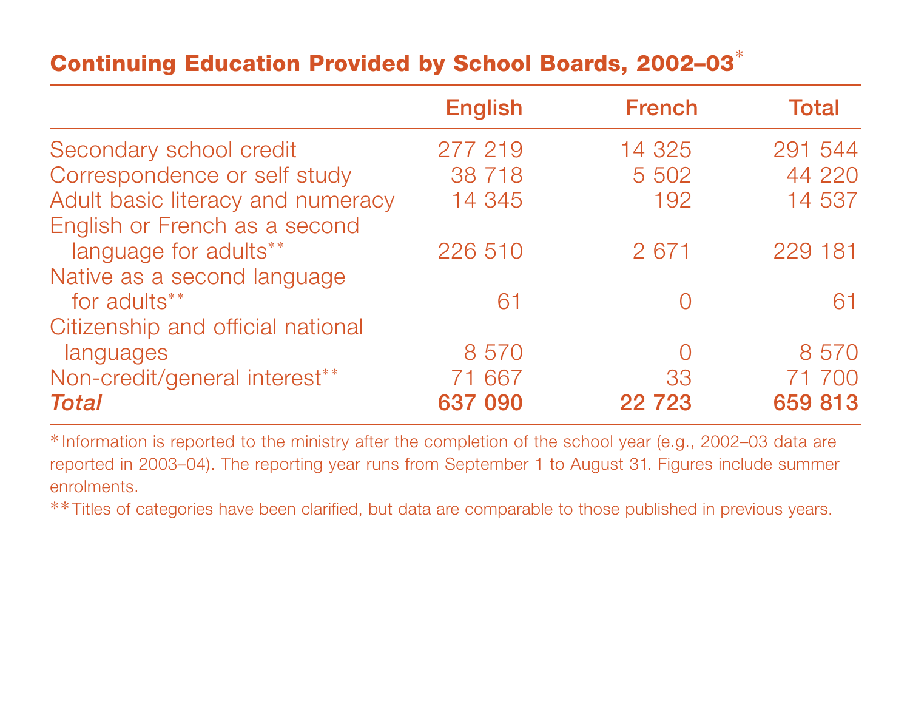## Continuing Education Provided by School Boards, 2002–03*

| | English | French | Total |
|---|---|---|---|
| Secondary school credit | 277 219 | 14 325 | 291 544 |
| Correspondence or self study | 38 718 | 5 502 | 44 220 |
| Adult basic literacy and numeracy | 14 345 | 192 | 14 537 |
| English or French as a second language for adults** | 226 510 | 2 671 | 229 181 |
| Native as a second language for adults** | 61 | 0 | 61 |
| Citizenship and official national languages | 8 570 | 0 | 8 570 |
| Non-credit/general interest** | 71 667 | 33 | 71 700 |
| ***Total*** | **637 090** | **22 723** | **659 813** |

*Information is reported to the ministry after the completion of the school year (e.g., 2002–03 data are reported in 2003–04). The reporting year runs from September 1 to August 31. Figures include summer enrolments.

**Titles of categories have been clarified, but data are comparable to those published in previous years.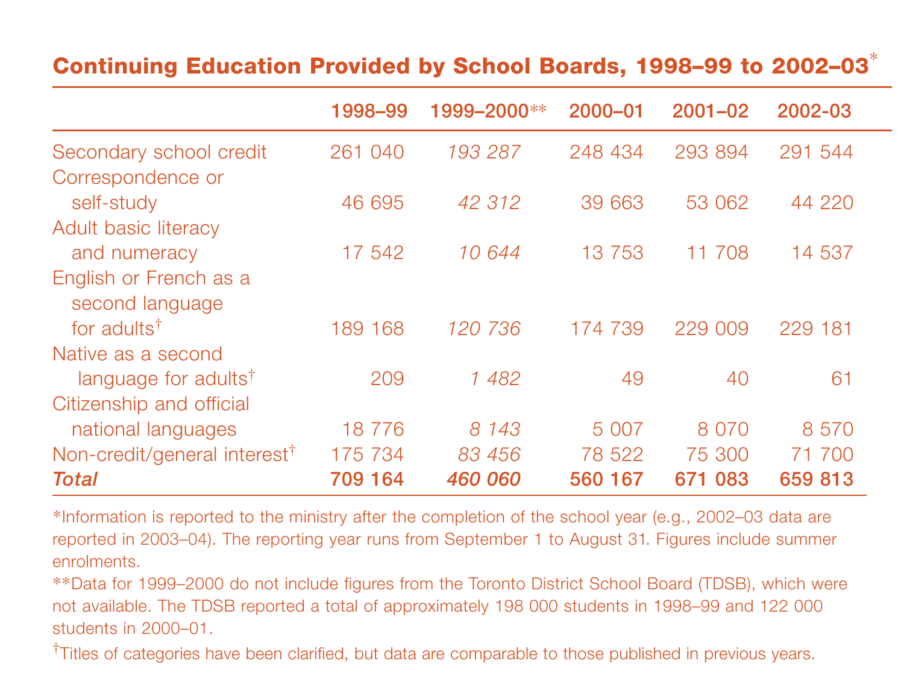## Continuing Education Provided by School Boards, 1998–99 to 2002–03*

| | 1998–99 | 1999–2000** | 2000–01 | 2001–02 | 2002-03 |
|---|---|---|---|---|---|
| Secondary school credit | 261 040 | *193 287* | 248 434 | 293 894 | 291 544 |
| Correspondence or self-study | 46 695 | *42 312* | 39 663 | 53 062 | 44 220 |
| Adult basic literacy and numeracy | 17 542 | *10 644* | 13 753 | 11 708 | 14 537 |
| English or French as a second language for adults† | 189 168 | *120 736* | 174 739 | 229 009 | 229 181 |
| Native as a second language for adults† | 209 | *1 482* | 49 | 40 | 61 |
| Citizenship and official national languages | 18 776 | *8 143* | 5 007 | 8 070 | 8 570 |
| Non-credit/general interest† | 175 734 | *83 456* | 78 522 | 75 300 | 71 700 |
| ***Total*** | **709 164** | ***460 060*** | **560 167** | **671 083** | **659 813** |

*Information is reported to the ministry after the completion of the school year (e.g., 2002–03 data are reported in 2003–04). The reporting year runs from September 1 to August 31. Figures include summer enrolments.

**Data for 1999–2000 do not include figures from the Toronto District School Board (TDSB), which were not available. The TDSB reported a total of approximately 198 000 students in 1998–99 and 122 000 students in 2000–01.

†Titles of categories have been clarified, but data are comparable to those published in previous years.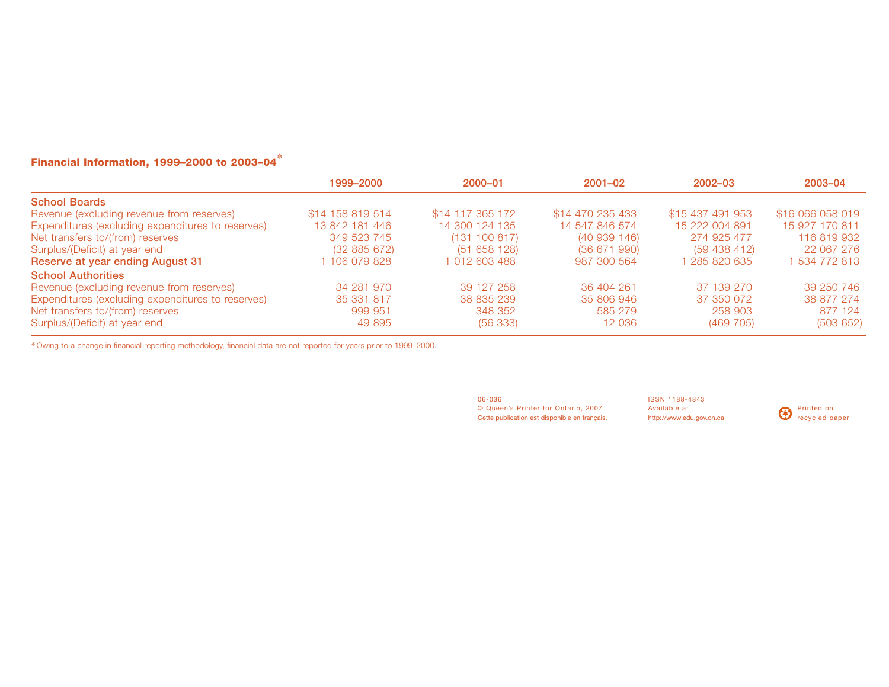## Financial Information, 1999–2000 to 2003–04*

| | 1999–2000 | 2000–01 | 2001–02 | 2002–03 | 2003–04 |
|---|---|---|---|---|---|
| **School Boards** | | | | | |
| Revenue (excluding revenue from reserves) | $14 158 819 514 | $14 117 365 172 | $14 470 235 433 | $15 437 491 953 | $16 066 058 019 |
| Expenditures (excluding expenditures to reserves) | 13 842 181 446 | 14 300 124 135 | 14 547 846 574 | 15 222 004 891 | 15 927 170 811 |
| Net transfers to/(from) reserves | 349 523 745 | (131 100 817) | (40 939 146) | 274 925 477 | 116 819 932 |
| Surplus/(Deficit) at year end | (32 885 672) | (51 658 128) | (36 671 990) | (59 438 412) | 22 067 276 |
| **Reserve at year ending August 31** | 1 106 079 828 | 1 012 603 488 | 987 300 564 | 1 285 820 635 | 1 534 772 813 |
| **School Authorities** | | | | | |
| Revenue (excluding revenue from reserves) | 34 281 970 | 39 127 258 | 36 404 261 | 37 139 270 | 39 250 746 |
| Expenditures (excluding expenditures to reserves) | 35 331 817 | 38 835 239 | 35 806 946 | 37 350 072 | 38 877 274 |
| Net transfers to/(from) reserves | 999 951 | 348 352 | 585 279 | 258 903 | 877 124 |
| Surplus/(Deficit) at year end | 49 895 | (56 333) | 12 036 | (469 705) | (503 652) |

*Owing to a change in financial reporting methodology, financial data are not reported for years prior to 1999–2000.

06-036
© Queen's Printer for Ontario, 2007
Cette publication est disponible en français.

ISSN 1188-4843
Available at
http://www.edu.gov.on.ca

Printed on recycled paper